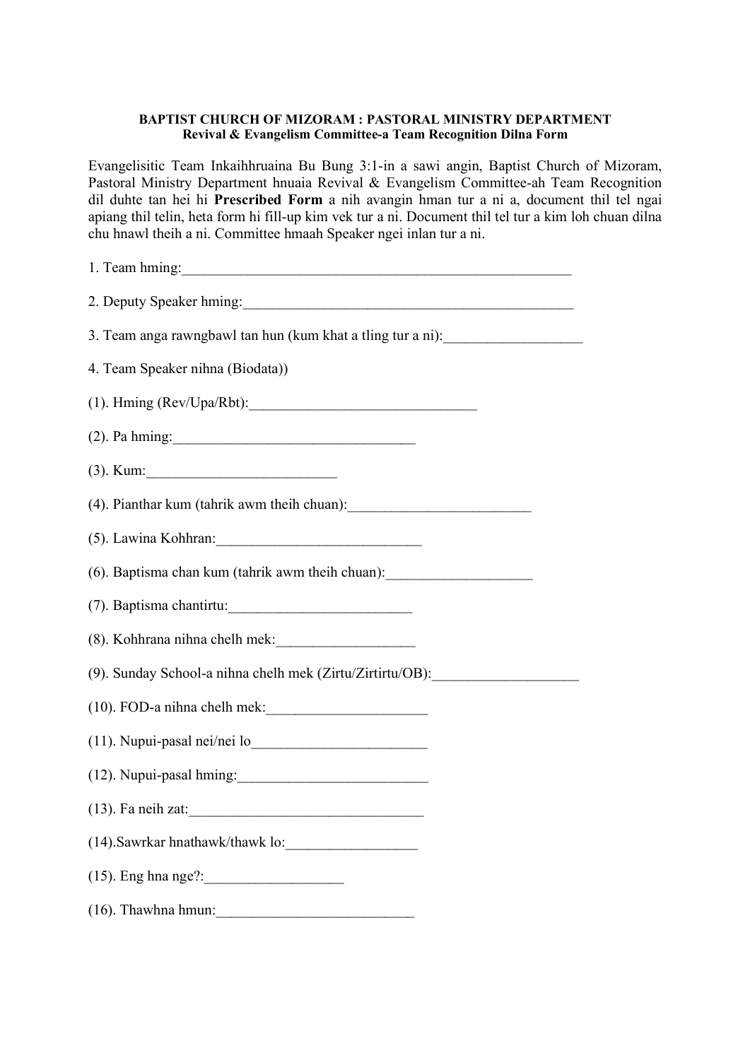**BAPTIST CHURCH OF MIZORAM : PASTORAL MINISTRY DEPARTMENT**
**Revival & Evangelism Committee-a Team Recognition Dilna Form**

Evangelisitic Team Inkaihhruaina Bu Bung 3:1-in a sawi angin, Baptist Church of Mizoram, Pastoral Ministry Department hnuaia Revival & Evangelism Committee-ah Team Recognition dil duhte tan hei hi **Prescribed Form** a nih avangin hman tur a ni a, document thil tel ngai apiang thil telin, heta form hi fill-up kim vek tur a ni. Document thil tel tur a kim loh chuan dilna chu hnawl theih a ni. Committee hmaah Speaker ngei inlan tur a ni.

1. Team hming:_______________________________________________________

2. Deputy Speaker hming:______________________________________________

3. Team anga rawngbawl tan hun (kum khat a tling tur a ni):___________________

4. Team Speaker nihna (Biodata))

(1). Hming (Rev/Upa/Rbt):_______________________________

(2). Pa hming:_________________________________

(3). Kum:_________________________

(4). Pianthar kum (tahrik awm theih chuan):_________________________

(5). Lawina Kohhran:____________________________

(6). Baptisma chan kum (tahrik awm theih chuan):____________________

(7). Baptisma chantirtu:_________________________

(8). Kohhrana nihna chelh mek:___________________

(9). Sunday School-a nihna chelh mek (Zirtu/Zirtirtu/OB):____________________

(10). FOD-a nihna chelh mek:______________________

(11). Nupui-pasal nei/nei lo________________________

(12). Nupui-pasal hming:__________________________

(13). Fa neih zat:_________________________________

(14).Sawrkar hnathawk/thawk lo:__________________

(15). Eng hna nge?:___________________

(16). Thawhna hmun:___________________________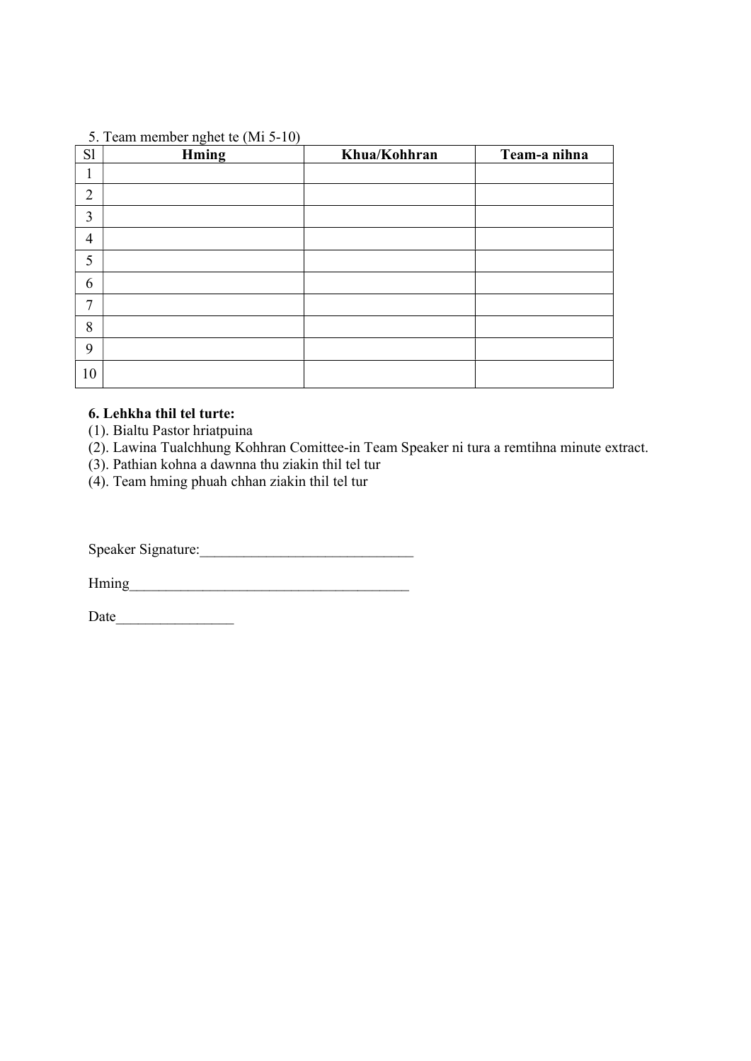5. Team member nghet te (Mi 5-10)

| Sl | Hming | Khua/Kohhran | Team-a nihna |
|---|---|---|---|
| 1 | | | |
| 2 | | | |
| 3 | | | |
| 4 | | | |
| 5 | | | |
| 6 | | | |
| 7 | | | |
| 8 | | | |
| 9 | | | |
| 10 | | | |

**6. Lehkha thil tel turte:**

(1). Bialtu Pastor hriatpuina

(2). Lawina Tualchhung Kohhran Comittee-in Team Speaker ni tura a remtihna minute extract.

(3). Pathian kohna a dawnna thu ziakin thil tel tur

(4). Team hming phuah chhan ziakin thil tel tur

Speaker Signature:_____________________________

Hming_______________________________________

Date________________